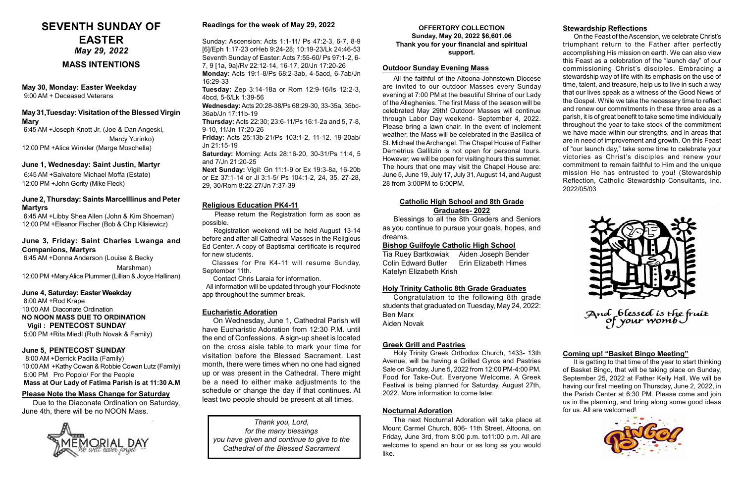# SEVENTH SUNDAY OF EASTER

*May 29, 2022*

## MASS INTENTIONS

**May 30, Monday: Easter Weekday**
9:00 AM + Deceased Veterans

**May 31,Tuesday: Visitation of the Blessed Virgin Mary**
6:45 AM +Joseph Knott Jr. (Joe & Dan Angeski, Marcy Yurinko)
12:00 PM +Alice Winkler (Marge Moschella)

**June 1, Wednesday: Saint Justin, Martyr**
6:45 AM +Salvatore Michael Moffa (Estate)
12:00 PM +John Gority (Mike Fleck)

**June 2, Thursday: Saints Marcelllinus and Peter Martyrs**
6:45 AM +Libby Shea Allen (John & Kim Shoeman)
12:00 PM +Eleanor Fischer (Bob & Chip Klisiewicz)

**June 3, Friday: Saint Charles Lwanga and Companions, Martyrs**
6:45 AM +Donna Anderson (Louise & Becky Marshman)
12:00 PM +Mary Alice Plummer (Lillian & Joyce Hallinan)

**June 4, Saturday: Easter Weekday**
8:00 AM +Rod Krape
10:00 AM Diaconate Ordination
**NO NOON MASS DUE TO ORDINATION**
**Vigil : PENTECOST SUNDAY**
5:00 PM +Rita Miedl (Ruth Novak & Family)

**June 5, PENTECOST SUNDAY**
8:00 AM +Derrick Padilla (Family)
10:00 AM +Kathy Cowan & Robbie Cowan Lutz (Family)
5:00 PM Pro Popolo/ For the People
**Mass at Our Lady of Fatima Parish is at 11:30 A.M**

### Please Note the Mass Change for Saturday

Due to the Diaconate Ordination on Saturday, June 4th, there will be no NOON Mass.

### Readings for the week of May 29, 2022

Sunday: Ascension: Acts 1:1-11/ Ps 47:2-3, 6-7, 8-9 [6]/Eph 1:17-23 orHeb 9:24-28; 10:19-23/Lk 24:46-53
Seventh Sunday of Easter: Acts 7:55-60/ Ps 97:1-2, 6-7, 9 [1a, 9a]/Rv 22:12-14, 16-17, 20/Jn 17:20-26
**Monday:** Acts 19:1-8/Ps 68:2-3ab, 4-5acd, 6-7ab/Jn 16:29-33
**Tuesday:** Zep 3:14-18a or Rom 12:9-16/Is 12:2-3, 4bcd, 5-6/Lk 1:39-56
**Wednesday:** Acts 20:28-38/Ps 68:29-30, 33-35a, 35bc-36ab/Jn 17:11b-19
**Thursday:** Acts 22:30; 23:6-11/Ps 16:1-2a and 5, 7-8, 9-10, 11/Jn 17:20-26
**Friday:** Acts 25:13b-21/Ps 103:1-2, 11-12, 19-20ab/ Jn 21:15-19
**Saturday:** Morning: Acts 28:16-20, 30-31/Ps 11:4, 5 and 7/Jn 21:20-25
**Next Sunday:** Vigil: Gn 11:1-9 or Ex 19:3-8a, 16-20b or Ez 37:1-14 or Jl 3:1-5/ Ps 104:1-2, 24, 35, 27-28, 29, 30/Rom 8:22-27/Jn 7:37-39

### Religious Education PK4-11

Please return the Registration form as soon as possible.

Registration weekend will be held August 13-14 before and after all Cathedral Masses in the Religious Ed Center. A copy of Baptismal certificate is required for new students.

Classes for Pre K4-11 will resume Sunday, September 11th.

Contact Chris Laraia for information.

All information will be updated through your Flocknote app throughout the summer break.

### Eucharistic Adoration

On Wednesday, June 1, Cathedral Parish will have Eucharistic Adoration from 12:30 P.M. until the end of Confessions. A sign-up sheet is located on the cross aisle table to mark your time for visitation before the Blessed Sacrament. Last month, there were times when no one had signed up or was present in the Cathedral. There might be a need to either make adjustments to the schedule or change the day if that continues. At least two people should be present at all times.

*Thank you, Lord,*
*for the many blessings*
*you have given and continue to give to the*
*Cathedral of the Blessed Sacrament*

**OFFERTORY COLLECTION**
**Sunday, May 20, 2022 $6,601.06**
**Thank you for your financial and spiritual support.**

### Outdoor Sunday Evening Mass

All the faithful of the Altoona-Johnstown Diocese are invited to our outdoor Masses every Sunday evening at 7:00 PM at the beautiful Shrine of our Lady of the Alleghenies. The first Mass of the season will be celebrated May 29th! Outdoor Masses will continue through Labor Day weekend- September 4, 2022. Please bring a lawn chair. In the event of inclement weather, the Mass will be celebrated in the Basilica of St. Michael the Archangel. The Chapel House of Father Demetrius Gallitzin is not open for personal tours. However, we will be open for visiting hours this summer. The hours that one may visit the Chapel House are: June 5, June 19, July 17, July 31, August 14, and August 28 from 3:00PM to 6:00PM.

### Catholic High School and 8th Grade Graduates- 2022

Blessings to all the 8th Graders and Seniors as you continue to pursue your goals, hopes, and dreams.

**Bishop Guilfoyle Catholic High School**

Tia Ruey Bartkowiak Aiden Joseph Bender
Colin Edward Butler Erin Elizabeth Himes
Katelyn Elizabeth Krish

### Holy Trinity Catholic 8th Grade Graduates

Congratulation to the following 8th grade students that graduated on Tuesday, May 24, 2022:
Ben Marx
Aiden Novak

### Greek Grill and Pastries

Holy Trinity Greek Orthodox Church, 1433- 13th Avenue, will be having a Grilled Gyros and Pastries Sale on Sunday, June 5, 2022 from 12:00 PM-4:00 PM. Food for Take-Out. Everyone Welcome. A Greek Festival is being planned for Saturday, August 27th, 2022. More information to come later.

### Nocturnal Adoration

The next Nocturnal Adoration will take place at Mount Carmel Church, 806- 11th Street, Altoona, on Friday, June 3rd, from 8:00 p.m. to11:00 p.m. All are welcome to spend an hour or as long as you would like.

### Stewardship Reflections

On the Feast of the Ascension, we celebrate Christ's triumphant return to the Father after perfectly accomplishing His mission on earth. We can also view this Feast as a celebration of the "launch day" of our commissioning Christ's disciples. Embracing a stewardship way of life with its emphasis on the use of time, talent, and treasure, help us to live in such a way that our lives speak as a witness of the Good News of the Gospel. While we take the necessary time to reflect and renew our commitments in these three area as a parish, it is of great benefit to take some time individually throughout the year to take stock of the commitment we have made within our strengths, and in areas that are in need of improvement and growth. On this Feast of "our launch day," take some time to celebrate your victories as Christ's disciples and renew your commitment to remain faithful to Him and the unique mission He has entrusted to you! (Stewardship Reflection, Catholic Stewardship Consultants, Inc. 2022/05/03

And blessed is the fruit of your womb

### Coming up! "Basket Bingo Meeting"

It is getting to that time of the year to start thinking of Basket Bingo, that will be taking place on Sunday, September 25, 2022 at Father Kelly Hall. We will be having our first meeting on Thursday, June 2, 2022, in the Parish Center at 6:30 PM. Please come and join us in the planning, and bring along some good ideas for us. All are welcomed!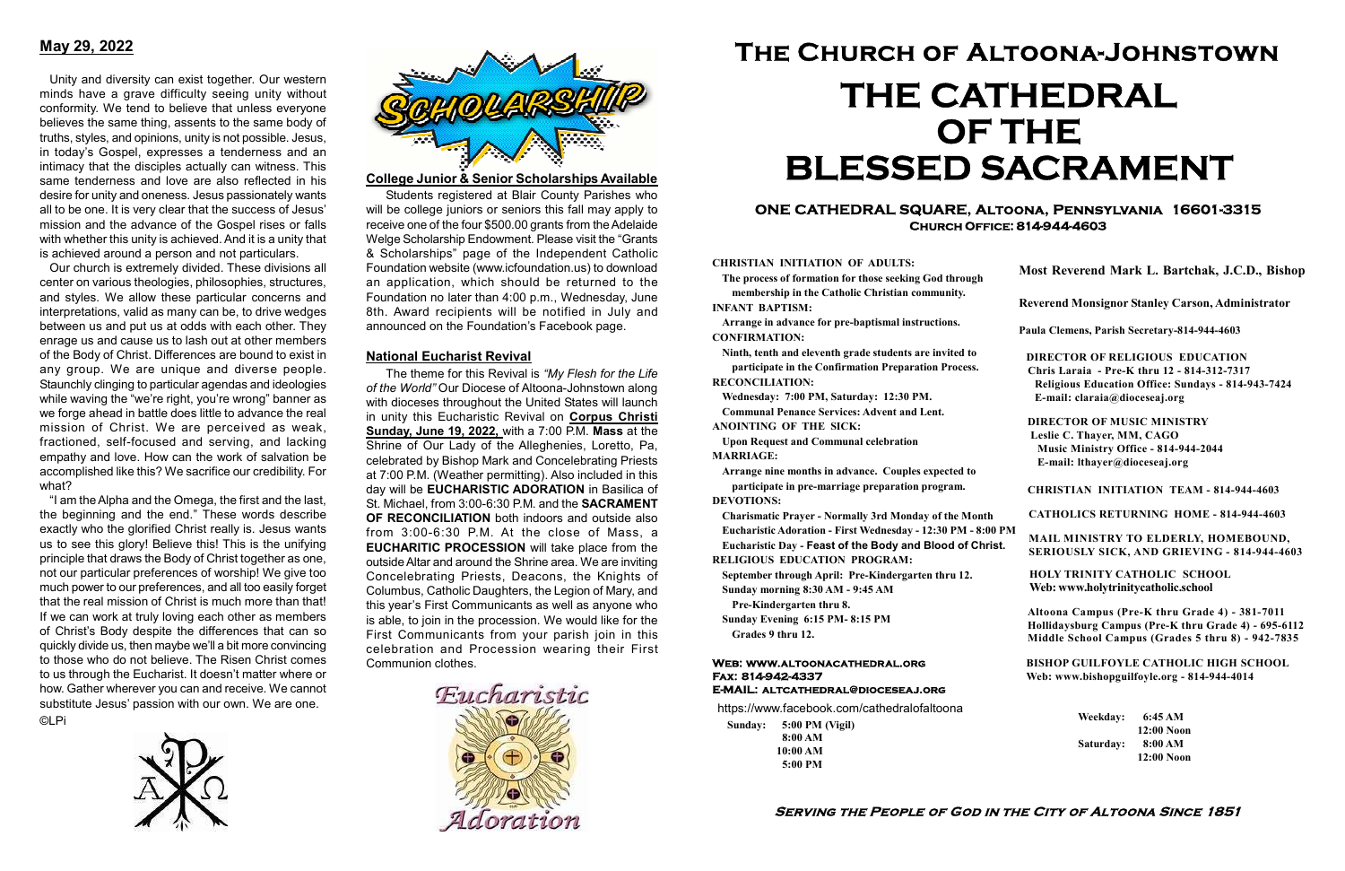## May 29, 2022

Unity and diversity can exist together. Our western minds have a grave difficulty seeing unity without conformity. We tend to believe that unless everyone believes the same thing, assents to the same body of truths, styles, and opinions, unity is not possible. Jesus, in today's Gospel, expresses a tenderness and an intimacy that the disciples actually can witness. This same tenderness and love are also reflected in his desire for unity and oneness. Jesus passionately wants all to be one. It is very clear that the success of Jesus' mission and the advance of the Gospel rises or falls with whether this unity is achieved. And it is a unity that is achieved around a person and not particulars.

Our church is extremely divided. These divisions all center on various theologies, philosophies, structures, and styles. We allow these particular concerns and interpretations, valid as many can be, to drive wedges between us and put us at odds with each other. They enrage us and cause us to lash out at other members of the Body of Christ. Differences are bound to exist in any group. We are unique and diverse people. Staunchly clinging to particular agendas and ideologies while waving the "we're right, you're wrong" banner as we forge ahead in battle does little to advance the real mission of Christ. We are perceived as weak, fractioned, self-focused and serving, and lacking empathy and love. How can the work of salvation be accomplished like this? We sacrifice our credibility. For what?

"I am the Alpha and the Omega, the first and the last, the beginning and the end." These words describe exactly who the glorified Christ really is. Jesus wants us to see this glory! Believe this! This is the unifying principle that draws the Body of Christ together as one, not our particular preferences of worship! We give too much power to our preferences, and all too easily forget that the real mission of Christ is much more than that! If we can work at truly loving each other as members of Christ's Body despite the differences that can so quickly divide us, then maybe we'll a bit more convincing to those who do not believe. The Risen Christ comes to us through the Eucharist. It doesn't matter where or how. Gather wherever you can and receive. We cannot substitute Jesus' passion with our own. We are one.

©LPi

### College Junior & Senior Scholarships Available

Students registered at Blair County Parishes who will be college juniors or seniors this fall may apply to receive one of the four $500.00 grants from the Adelaide Welge Scholarship Endowment. Please visit the "Grants & Scholarships" page of the Independent Catholic Foundation website (www.icfoundation.us) to download an application, which should be returned to the Foundation no later than 4:00 p.m., Wednesday, June 8th. Award recipients will be notified in July and announced on the Foundation's Facebook page.

### National Eucharist Revival

The theme for this Revival is *"My Flesh for the Life of the World"* Our Diocese of Altoona-Johnstown along with dioceses throughout the United States will launch in unity this Eucharistic Revival on **Corpus Christi Sunday, June 19, 2022,** with a 7:00 P.M. **Mass** at the Shrine of Our Lady of the Alleghenies, Loretto, Pa, celebrated by Bishop Mark and Concelebrating Priests at 7:00 P.M. (Weather permitting). Also included in this day will be **EUCHARISTIC ADORATION** in Basilica of St. Michael, from 3:00-6:30 P.M. and the **SACRAMENT OF RECONCILIATION** both indoors and outside also from 3:00-6:30 P.M. At the close of Mass, a **EUCHARITIC PROCESSION** will take place from the outside Altar and around the Shrine area. We are inviting Concelebrating Priests, Deacons, the Knights of Columbus, Catholic Daughters, the Legion of Mary, and this year's First Communicants as well as anyone who is able, to join in the procession. We would like for the First Communicants from your parish join in this celebration and Procession wearing their First Communion clothes.

# The Church of Altoona-Johnstown

# THE CATHEDRAL OF THE BLESSED SACRAMENT

**ONE CATHEDRAL SQUARE, Altoona, Pennsylvania 16601-3315**
**Church Office: 814-944-4603**

**CHRISTIAN INITIATION OF ADULTS:**
The process of formation for those seeking God through membership in the Catholic Christian community.

**INFANT BAPTISM:**
Arrange in advance for pre-baptismal instructions.

**CONFIRMATION:**
Ninth, tenth and eleventh grade students are invited to participate in the Confirmation Preparation Process.

**RECONCILIATION:**
Wednesday: 7:00 PM, Saturday: 12:30 PM.
Communal Penance Services: Advent and Lent.

**ANOINTING OF THE SICK:**
Upon Request and Communal celebration

**MARRIAGE:**
Arrange nine months in advance. Couples expected to participate in pre-marriage preparation program.

**DEVOTIONS:**
Charismatic Prayer - Normally 3rd Monday of the Month
Eucharistic Adoration - First Wednesday - 12:30 PM - 8:00 PM
Eucharistic Day - Feast of the Body and Blood of Christ.

**RELIGIOUS EDUCATION PROGRAM:**
September through April: Pre-Kindergarten thru 12.
Sunday morning 8:30 AM - 9:45 AM
Pre-Kindergarten thru 8.
Sunday Evening 6:15 PM- 8:15 PM
Grades 9 thru 12.

**Web: www.altoonacathedral.org**
**Fax: 814-942-4337**
**E-MAIL: altcathedral@dioceseaj.org**

https://www.facebook.com/cathedralofaltoona

**Sunday:** 5:00 PM (Vigil)
8:00 AM
10:00 AM
5:00 PM

**Most Reverend Mark L. Bartchak, J.C.D., Bishop**

**Reverend Monsignor Stanley Carson, Administrator**

**Paula Clemens, Parish Secretary-814-944-4603**

**DIRECTOR OF RELIGIOUS EDUCATION**
Chris Laraia - Pre-K thru 12 - 814-312-7317
Religious Education Office: Sundays - 814-943-7424
E-mail: claraia@dioceseaj.org

**DIRECTOR OF MUSIC MINISTRY**
Leslie C. Thayer, MM, CAGO
Music Ministry Office - 814-944-2044
E-mail: lthayer@dioceseaj.org

**CHRISTIAN INITIATION TEAM - 814-944-4603**

**CATHOLICS RETURNING HOME - 814-944-4603**

**MAIL MINISTRY TO ELDERLY, HOMEBOUND, SERIOUSLY SICK, AND GRIEVING - 814-944-4603**

**HOLY TRINITY CATHOLIC SCHOOL**
Web: www.holytrinitycatholic.school

Altoona Campus (Pre-K thru Grade 4) - 381-7011
Hollidaysburg Campus (Pre-K thru Grade 4) - 695-6112
Middle School Campus (Grades 5 thru 8) - 942-7835

**BISHOP GUILFOYLE CATHOLIC HIGH SCHOOL**
Web: www.bishopguilfoyle.org - 814-944-4014

**Weekday:** 6:45 AM
12:00 Noon
**Saturday:** 8:00 AM
12:00 Noon

**Serving the People of God in the City of Altoona Since 1851**